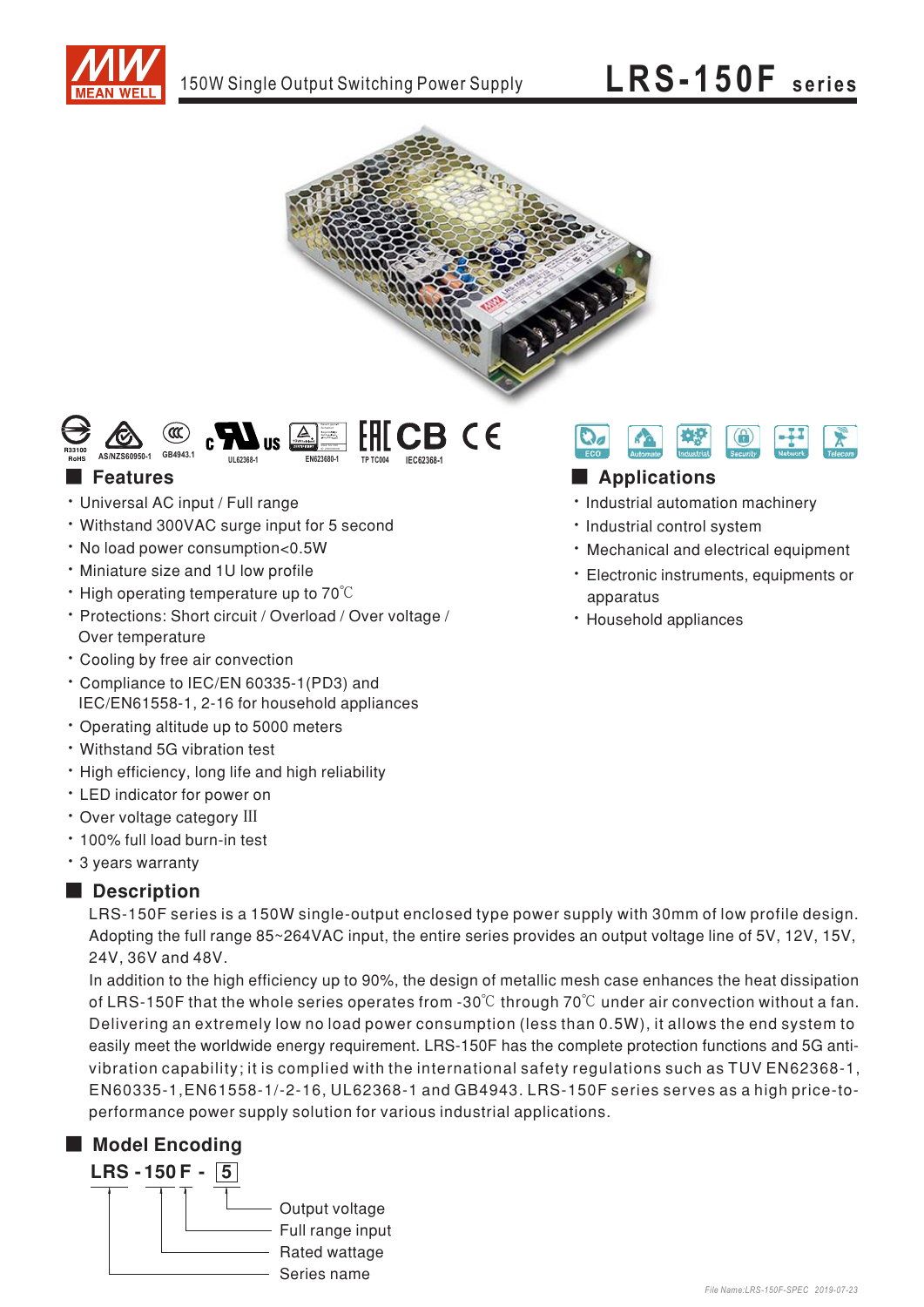# 150W Single Output Switching Power Supply — LRS-150F series

## Features

- Universal AC input / Full range
- Withstand 300VAC surge input for 5 second
- No load power consumption<0.5W
- Miniature size and 1U low profile
- High operating temperature up to 70℃
- Protections: Short circuit / Overload / Over voltage / Over temperature
- Cooling by free air convection
- Compliance to IEC/EN 60335-1(PD3) and IEC/EN61558-1, 2-16 for household appliances
- Operating altitude up to 5000 meters
- Withstand 5G vibration test
- High efficiency, long life and high reliability
- LED indicator for power on
- Over voltage category III
- 100% full load burn-in test
- 3 years warranty

## Applications

- Industrial automation machinery
- Industrial control system
- Mechanical and electrical equipment
- Electronic instruments, equipments or apparatus
- Household appliances

## Description

LRS-150F series is a 150W single-output enclosed type power supply with 30mm of low profile design. Adopting the full range 85~264VAC input, the entire series provides an output voltage line of 5V, 12V, 15V, 24V, 36V and 48V.

In addition to the high efficiency up to 90%, the design of metallic mesh case enhances the heat dissipation of LRS-150F that the whole series operates from -30℃ through 70℃ under air convection without a fan. Delivering an extremely low no load power consumption (less than 0.5W), it allows the end system to easily meet the worldwide energy requirement. LRS-150F has the complete protection functions and 5G anti-vibration capability; it is complied with the international safety regulations such as TUV EN62368-1, EN60335-1,EN61558-1/-2-16, UL62368-1 and GB4943. LRS-150F series serves as a high price-to-performance power supply solution for various industrial applications.

## Model Encoding

**LRS - 150 F - 5**

- 5: Output voltage
- F: Full range input
- 150: Rated wattage
- LRS: Series name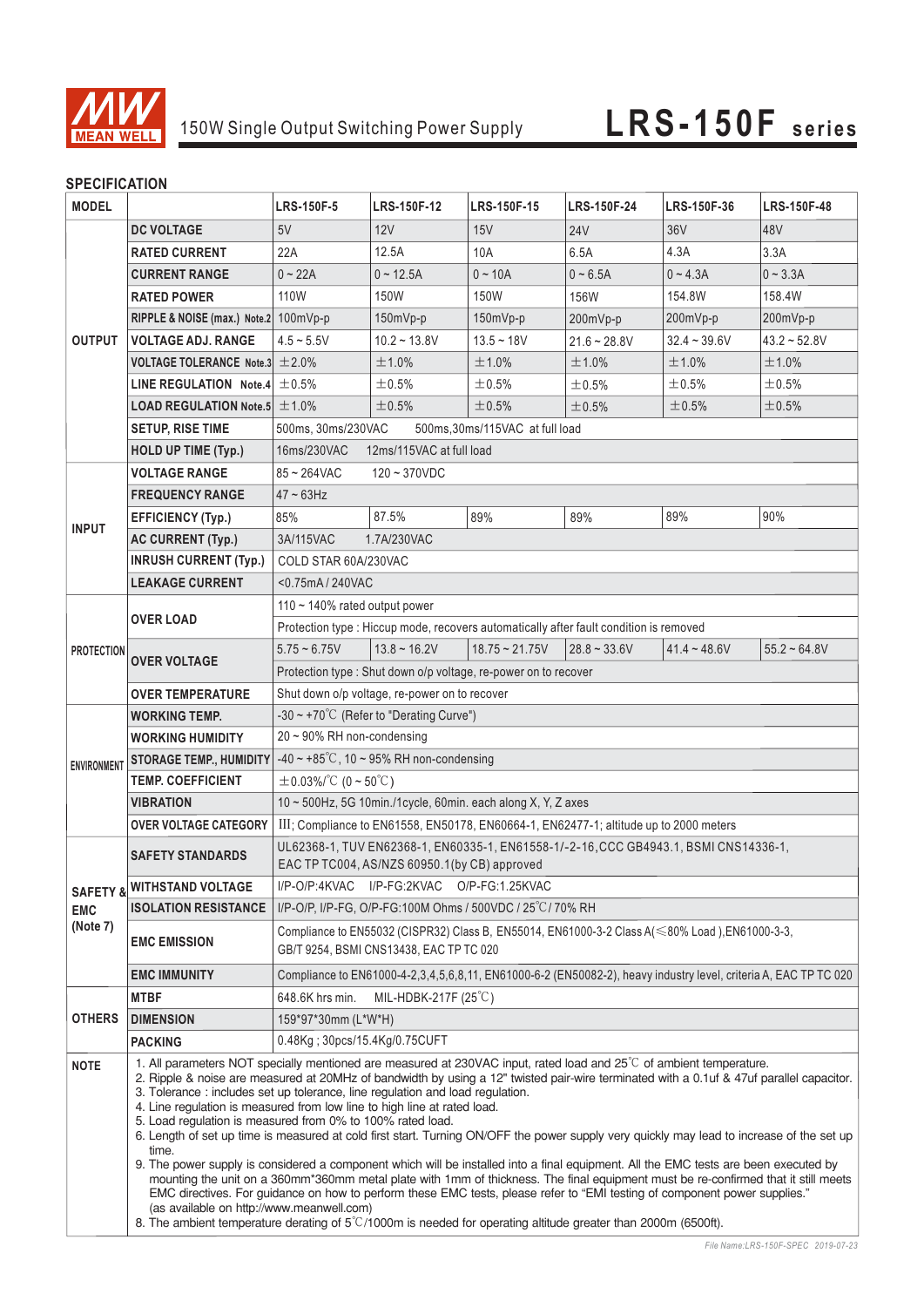# 150W Single Output Switching Power Supply **LRS-150F series**

## SPECIFICATION

| MODEL | | LRS-150F-5 | LRS-150F-12 | LRS-150F-15 | LRS-150F-24 | LRS-150F-36 | LRS-150F-48 |
|---|---|---|---|---|---|---|---|
| OUTPUT | DC VOLTAGE | 5V | 12V | 15V | 24V | 36V | 48V |
| | RATED CURRENT | 22A | 12.5A | 10A | 6.5A | 4.3A | 3.3A |
| | CURRENT RANGE | 0 ~ 22A | 0 ~ 12.5A | 0 ~ 10A | 0 ~ 6.5A | 0 ~ 4.3A | 0 ~ 3.3A |
| | RATED POWER | 110W | 150W | 150W | 156W | 154.8W | 158.4W |
| | RIPPLE & NOISE (max.) Note.2 | 100mVp-p | 150mVp-p | 150mVp-p | 200mVp-p | 200mVp-p | 200mVp-p |
| | VOLTAGE ADJ. RANGE | 4.5 ~ 5.5V | 10.2 ~ 13.8V | 13.5 ~ 18V | 21.6 ~ 28.8V | 32.4 ~ 39.6V | 43.2 ~ 52.8V |
| | VOLTAGE TOLERANCE Note.3 | ±2.0% | ±1.0% | ±1.0% | ±1.0% | ±1.0% | ±1.0% |
| | LINE REGULATION Note.4 | ±0.5% | ±0.5% | ±0.5% | ±0.5% | ±0.5% | ±0.5% |
| | LOAD REGULATION Note.5 | ±1.0% | ±0.5% | ±0.5% | ±0.5% | ±0.5% | ±0.5% |
| | SETUP, RISE TIME | 500ms, 30ms/230VAC 500ms,30ms/115VAC at full load | | | | | |
| | HOLD UP TIME (Typ.) | 16ms/230VAC 12ms/115VAC at full load | | | | | |
| INPUT | VOLTAGE RANGE | 85 ~ 264VAC 120 ~ 370VDC | | | | | |
| | FREQUENCY RANGE | 47 ~ 63Hz | | | | | |
| | EFFICIENCY (Typ.) | 85% | 87.5% | 89% | 89% | 89% | 90% |
| | AC CURRENT (Typ.) | 3A/115VAC 1.7A/230VAC | | | | | |
| | INRUSH CURRENT (Typ.) | COLD STAR 60A/230VAC | | | | | |
| | LEAKAGE CURRENT | <0.75mA / 240VAC | | | | | |
| PROTECTION | OVER LOAD | 110 ~ 140% rated output power | | | | | |
| | | Protection type : Hiccup mode, recovers automatically after fault condition is removed | | | | | |
| | OVER VOLTAGE | 5.75 ~ 6.75V | 13.8 ~ 16.2V | 18.75 ~ 21.75V | 28.8 ~ 33.6V | 41.4 ~ 48.6V | 55.2 ~ 64.8V |
| | | Protection type : Shut down o/p voltage, re-power on to recover | | | | | |
| | OVER TEMPERATURE | Shut down o/p voltage, re-power on to recover | | | | | |
| ENVIRONMENT | WORKING TEMP. | -30 ~ +70℃ (Refer to "Derating Curve") | | | | | |
| | WORKING HUMIDITY | 20 ~ 90% RH non-condensing | | | | | |
| | STORAGE TEMP., HUMIDITY | -40 ~ +85℃, 10 ~ 95% RH non-condensing | | | | | |
| | TEMP. COEFFICIENT | ±0.03%/℃ (0 ~ 50℃) | | | | | |
| | VIBRATION | 10 ~ 500Hz, 5G 10min./1cycle, 60min. each along X, Y, Z axes | | | | | |
| | OVER VOLTAGE CATEGORY | III; Compliance to EN61558, EN50178, EN60664-1, EN62477-1; altitude up to 2000 meters | | | | | |
| SAFETY & EMC (Note 7) | SAFETY STANDARDS | UL62368-1, TUV EN62368-1, EN60335-1, EN61558-1/-2-16, CCC GB4943.1, BSMI CNS14336-1, EAC TP TC004, AS/NZS 60950.1(by CB) approved | | | | | |
| | WITHSTAND VOLTAGE | I/P-O/P:4KVAC I/P-FG:2KVAC O/P-FG:1.25KVAC | | | | | |
| | ISOLATION RESISTANCE | I/P-O/P, I/P-FG, O/P-FG:100M Ohms / 500VDC / 25℃/ 70% RH | | | | | |
| | EMC EMISSION | Compliance to EN55032 (CISPR32) Class B, EN55014, EN61000-3-2 Class A(≤80% Load ),EN61000-3-3, GB/T 9254, BSMI CNS13438, EAC TP TC 020 | | | | | |
| | EMC IMMUNITY | Compliance to EN61000-4-2,3,4,5,6,8,11, EN61000-6-2 (EN50082-2), heavy industry level, criteria A, EAC TP TC 020 | | | | | |
| OTHERS | MTBF | 648.6K hrs min. MIL-HDBK-217F (25℃) | | | | | |
| | DIMENSION | 159\*97\*30mm (L\*W\*H) | | | | | |
| | PACKING | 0.48Kg ; 30pcs/15.4Kg/0.75CUFT | | | | | |

**NOTE**

1. All parameters NOT specially mentioned are measured at 230VAC input, rated load and 25℃ of ambient temperature.
2. Ripple & noise are measured at 20MHz of bandwidth by using a 12" twisted pair-wire terminated with a 0.1uf & 47uf parallel capacitor.
3. Tolerance : includes set up tolerance, line regulation and load regulation.
4. Line regulation is measured from low line to high line at rated load.
5. Load regulation is measured from 0% to 100% rated load.
6. Length of set up time is measured at cold first start. Turning ON/OFF the power supply very quickly may lead to increase of the set up time.
9. The power supply is considered a component which will be installed into a final equipment. All the EMC tests are been executed by mounting the unit on a 360mm\*360mm metal plate with 1mm of thickness. The final equipment must be re-confirmed that it still meets EMC directives. For guidance on how to perform these EMC tests, please refer to "EMI testing of component power supplies." (as available on http://www.meanwell.com)
8. The ambient temperature derating of 5℃/1000m is needed for operating altitude greater than 2000m (6500ft).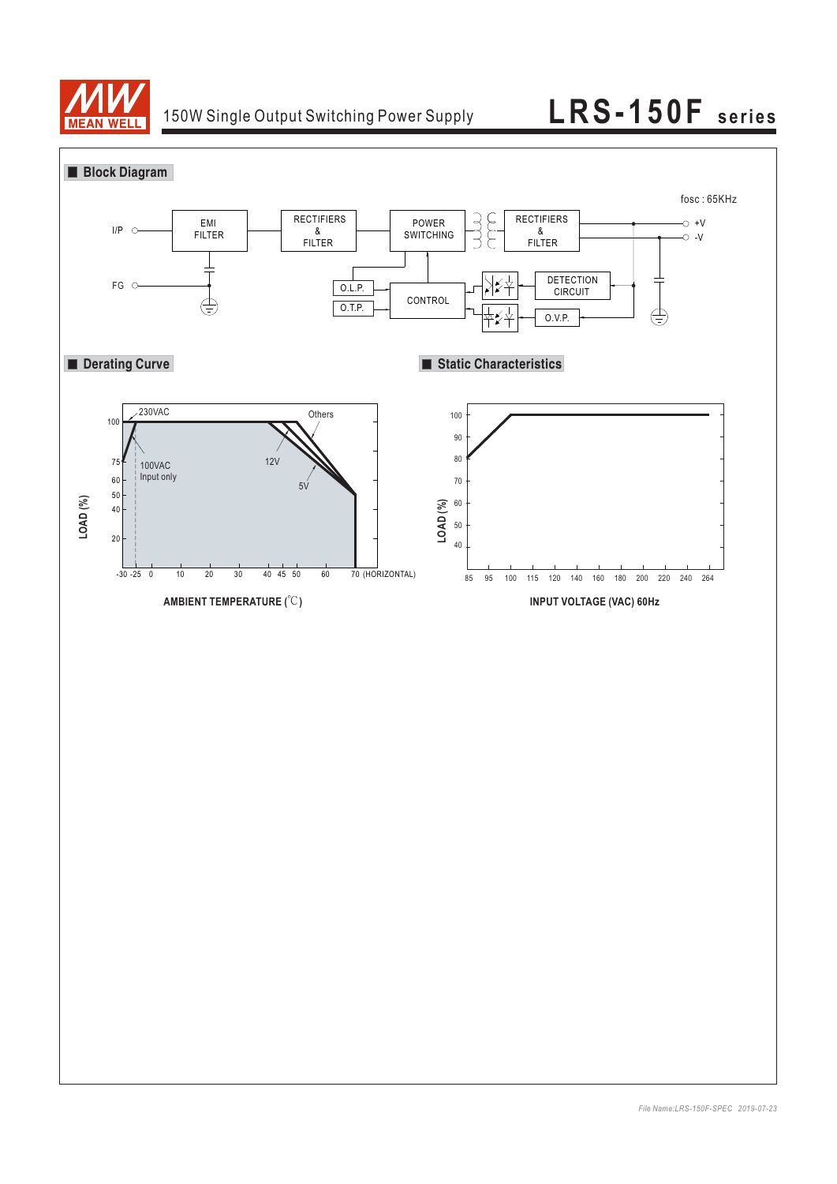## Block Diagram

fosc : 65KHz

I/P → EMI FILTER → RECTIFIERS & FILTER → POWER SWITCHING → RECTIFIERS & FILTER → +V / -V

FG

O.L.P.

O.T.P.

CONTROL

DETECTION CIRCUIT

O.V.P.

## Derating Curve

230VAC

100VAC Input only

Others

12V

5V

LOAD (%): 100, 75, 60, 50, 40, 20

AMBIENT TEMPERATURE (℃): -30, -25, 0, 10, 20, 30, 40, 45, 50, 60, 70 (HORIZONTAL)

## Static Characteristics

LOAD (%): 100, 90, 80, 70, 60, 50, 40

INPUT VOLTAGE (VAC) 60Hz: 85, 95, 100, 115, 120, 140, 160, 180, 200, 220, 240, 264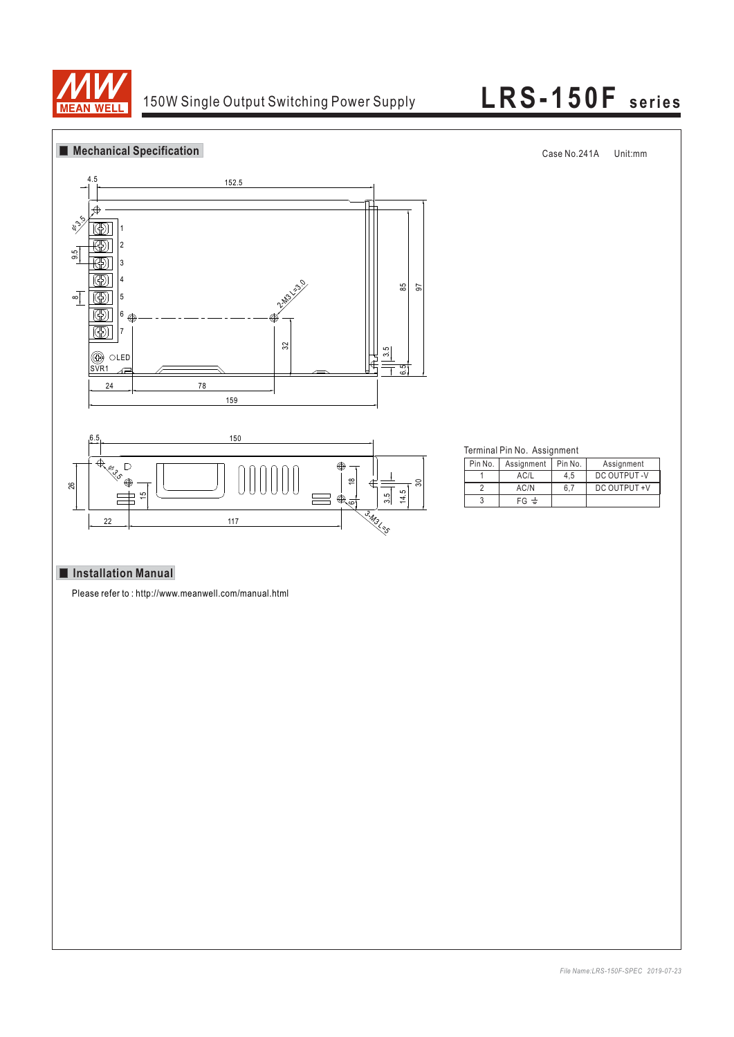## Mechanical Specification

Case No.241A Unit:mm

Terminal Pin No. Assignment

| Pin No. | Assignment | Pin No. | Assignment |
|---|---|---|---|
| 1 | AC/L | 4,5 | DC OUTPUT -V |
| 2 | AC/N | 6,7 | DC OUTPUT +V |
| 3 | FG ⏚ | | |

## Installation Manual

Please refer to : http://www.meanwell.com/manual.html